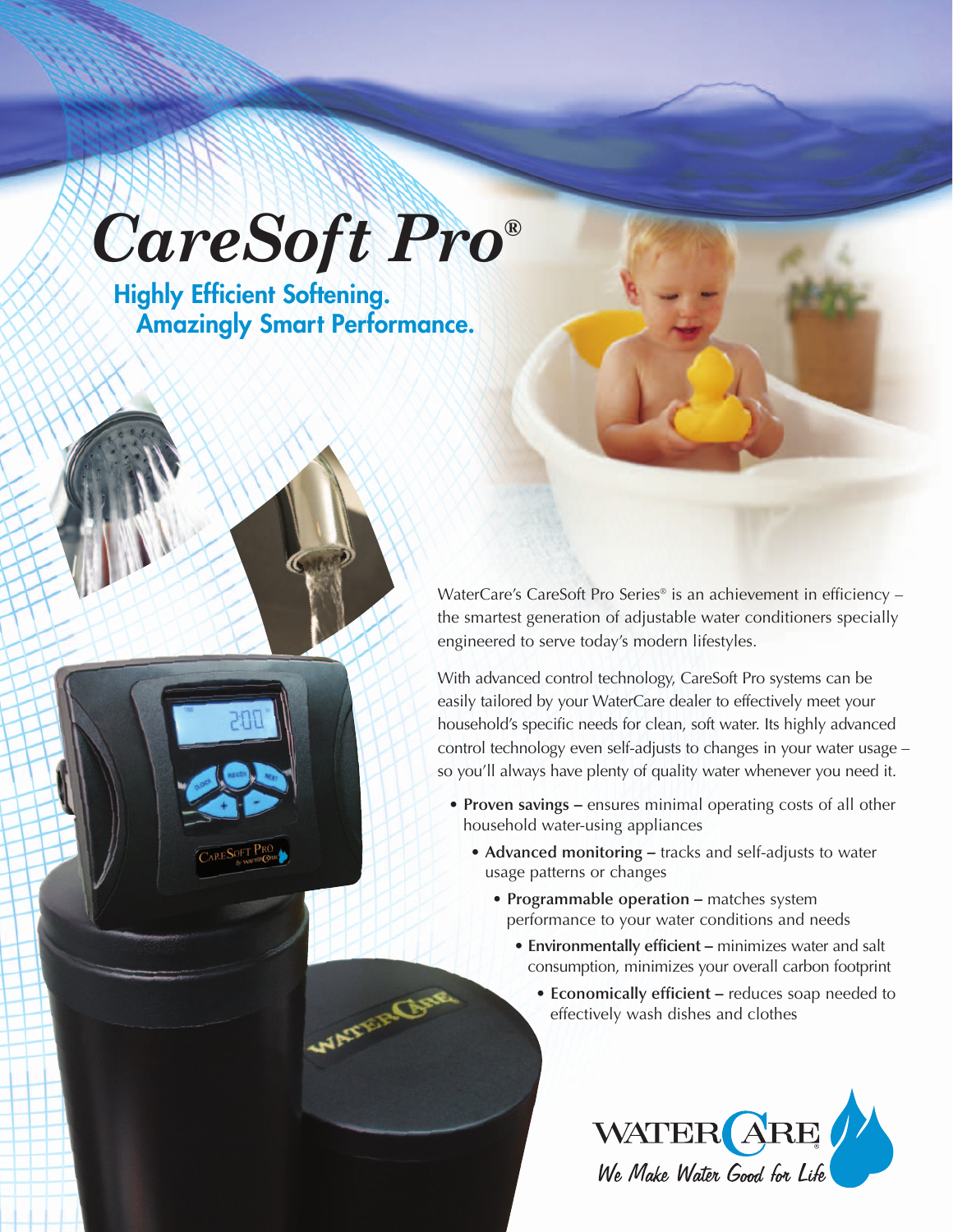# CareSoft Pro®

## Highly Efficient Softening. Amazingly Smart Performance.

WaterCare's CareSoft Pro Series® is an achievement in efficiency – the smartest generation of adjustable water conditioners specially engineered to serve today's modern lifestyles.

With advanced control technology, CareSoft Pro systems can be easily tailored by your WaterCare dealer to effectively meet your household's specific needs for clean, soft water. Its highly advanced control technology even self-adjusts to changes in your water usage – so you'll always have plenty of quality water whenever you need it.

- **Proven savings –** ensures minimal operating costs of all other household water-using appliances
- **Advanced monitoring –** tracks and self-adjusts to water usage patterns or changes
- **Programmable operation –** matches system performance to your water conditions and needs
- **Environmentally efficient –** minimizes water and salt consumption, minimizes your overall carbon footprint
- **Economically efficient –** reduces soap needed to effectively wash dishes and clothes

WATERCARE®

*We Make Water Good for Life*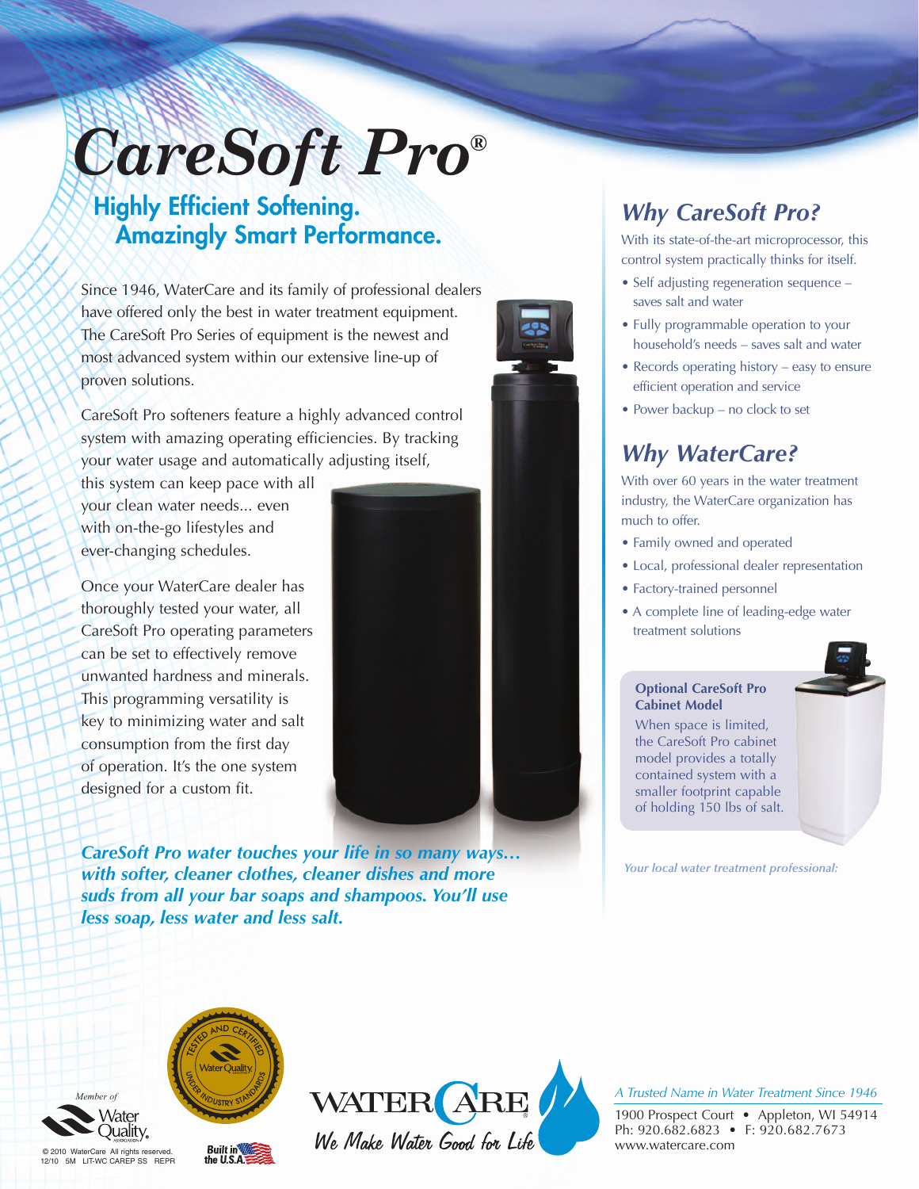# CareSoft Pro®

## Highly Efficient Softening. Amazingly Smart Performance.

Since 1946, WaterCare and its family of professional dealers have offered only the best in water treatment equipment. The CareSoft Pro Series of equipment is the newest and most advanced system within our extensive line-up of proven solutions.

CareSoft Pro softeners feature a highly advanced control system with amazing operating efficiencies. By tracking your water usage and automatically adjusting itself, this system can keep pace with all your clean water needs... even with on-the-go lifestyles and ever-changing schedules.

Once your WaterCare dealer has thoroughly tested your water, all CareSoft Pro operating parameters can be set to effectively remove unwanted hardness and minerals. This programming versatility is key to minimizing water and salt consumption from the first day of operation. It's the one system designed for a custom fit.

***CareSoft Pro water touches your life in so many ways… with softer, cleaner clothes, cleaner dishes and more suds from all your bar soaps and shampoos. You'll use less soap, less water and less salt.***

## *Why CareSoft Pro?*

With its state-of-the-art microprocessor, this control system practically thinks for itself.

- Self adjusting regeneration sequence – saves salt and water
- Fully programmable operation to your household's needs – saves salt and water
- Records operating history – easy to ensure efficient operation and service
- Power backup – no clock to set

## *Why WaterCare?*

With over 60 years in the water treatment industry, the WaterCare organization has much to offer.

- Family owned and operated
- Local, professional dealer representation
- Factory-trained personnel
- A complete line of leading-edge water treatment solutions

**Optional CareSoft Pro Cabinet Model**

When space is limited, the CareSoft Pro cabinet model provides a totally contained system with a smaller footprint capable of holding 150 lbs of salt.

*Your local water treatment professional:*

Member of Water Quality Association

Tested and Certified Under Industry Standards – Water Quality

Built in the U.S.A.

© 2010 WaterCare All rights reserved.
12/10 5M LIT-WC CAREP SS REPR

WATERCARE®
We Make Water Good for Life

*A Trusted Name in Water Treatment Since 1946*

1900 Prospect Court • Appleton, WI 54914
Ph: 920.682.6823 • F: 920.682.7673
www.watercare.com